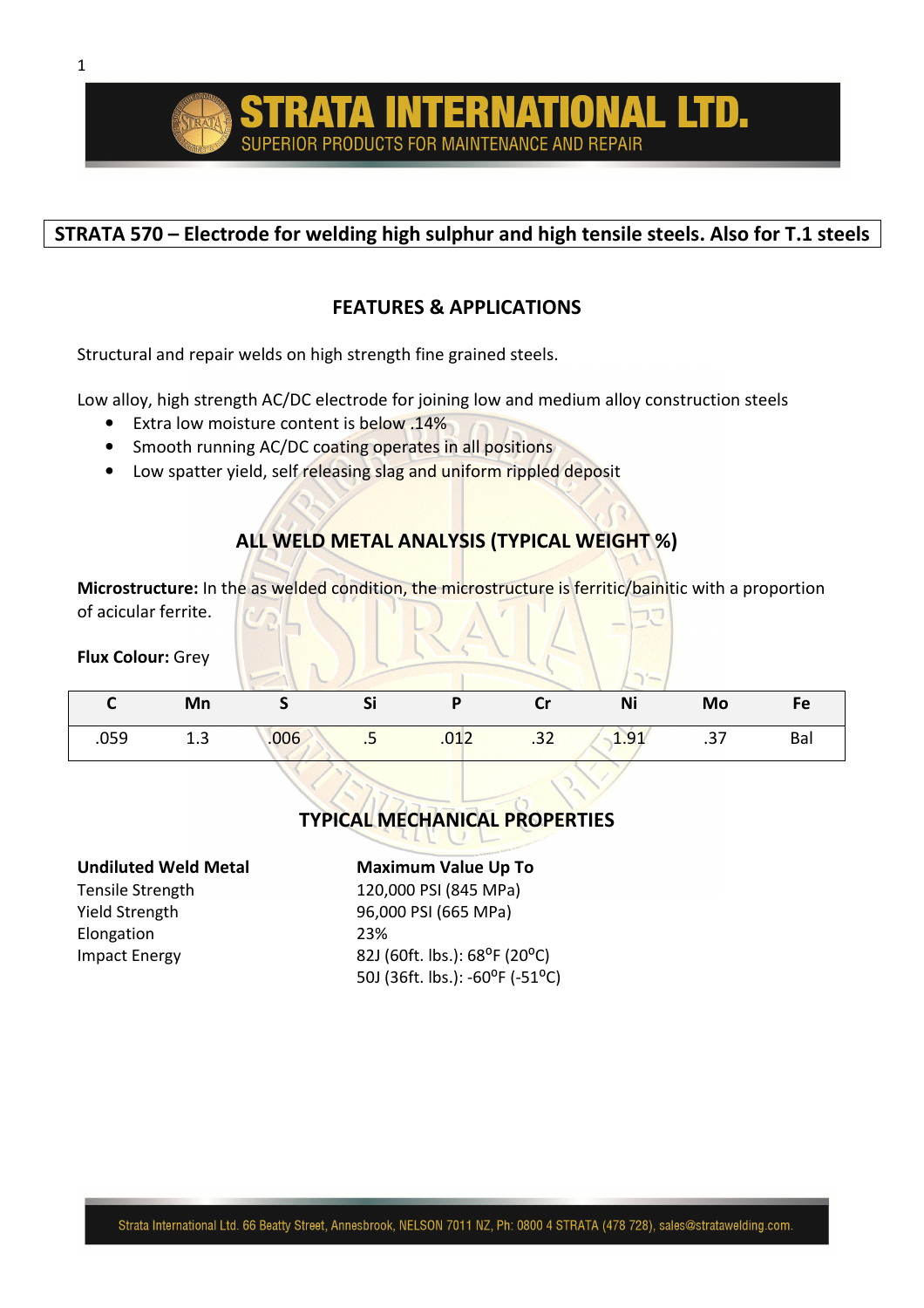# STRATA INTERNATIONAL LTD.

SUPERIOR PRODUCTS FOR MAINTENANCE AND REPAIR

## STRATA 570 – Electrode for welding high sulphur and high tensile steels. Also for T.1 steels

### FEATURES & APPLICATIONS

Structural and repair welds on high strength fine grained steels.

Low alloy, high strength AC/DC electrode for joining low and medium alloy construction steels

- Extra low moisture content is below .14%
- Smooth running AC/DC coating operates in all positions
- Low spatter yield, self releasing slag and uniform rippled deposit

### ALL WELD METAL ANALYSIS (TYPICAL WEIGHT %)

**Microstructure:** In the as welded condition, the microstructure is ferritic/bainitic with a proportion of acicular ferrite.

**Flux Colour:** Grey

| C | Mn | S | Si | P | Cr | Ni | Mo | Fe |
|---|---|---|---|---|---|---|---|---|
| .059 | 1.3 | .006 | .5 | .012 | .32 | 1.91 | .37 | Bal |

### TYPICAL MECHANICAL PROPERTIES

| **Undiluted Weld Metal** | **Maximum Value Up To** |
|---|---|
| Tensile Strength | 120,000 PSI (845 MPa) |
| Yield Strength | 96,000 PSI (665 MPa) |
| Elongation | 23% |
| Impact Energy | 82J (60ft. lbs.): 68°F (20°C) |
| | 50J (36ft. lbs.): -60°F (-51°C) |

Strata International Ltd. 66 Beatty Street, Annesbrook, NELSON 7011 NZ, Ph: 0800 4 STRATA (478 728), sales@stratawelding.com.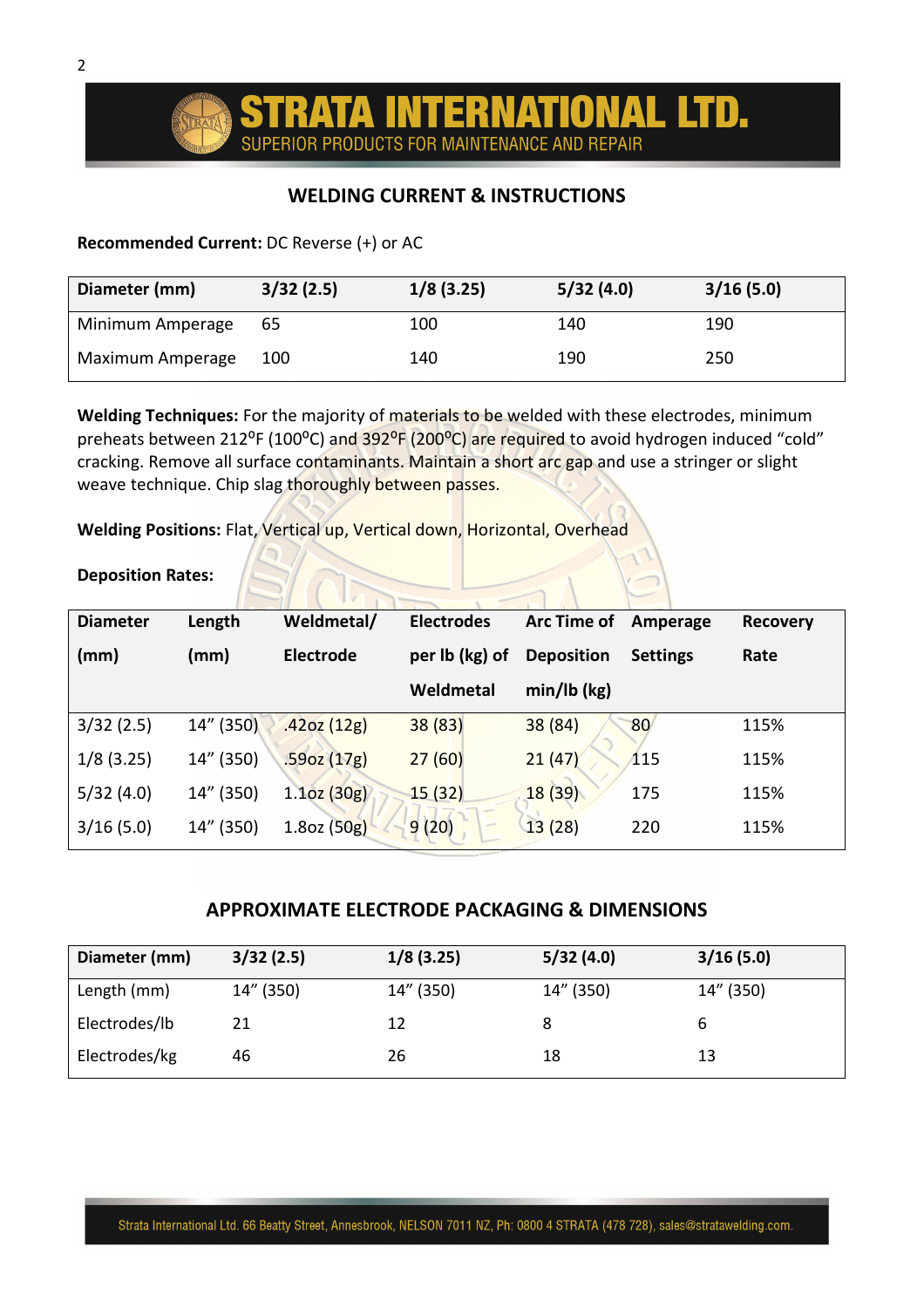## WELDING CURRENT & INSTRUCTIONS

**Recommended Current:** DC Reverse (+) or AC

| Diameter (mm) | 3/32 (2.5) | 1/8 (3.25) | 5/32 (4.0) | 3/16 (5.0) |
|---|---|---|---|---|
| Minimum Amperage | 65 | 100 | 140 | 190 |
| Maximum Amperage | 100 | 140 | 190 | 250 |

**Welding Techniques:** For the majority of materials to be welded with these electrodes, minimum preheats between 212ºF (100ºC) and 392ºF (200ºC) are required to avoid hydrogen induced "cold" cracking. Remove all surface contaminants. Maintain a short arc gap and use a stringer or slight weave technique. Chip slag thoroughly between passes.

**Welding Positions:** Flat, Vertical up, Vertical down, Horizontal, Overhead

**Deposition Rates:**

| Diameter (mm) | Length (mm) | Weldmetal/ Electrode | Electrodes per lb (kg) of Weldmetal | Arc Time of Deposition min/lb (kg) | Amperage Settings | Recovery Rate |
|---|---|---|---|---|---|---|
| 3/32 (2.5) | 14" (350) | .42oz (12g) | 38 (83) | 38 (84) | 80 | 115% |
| 1/8 (3.25) | 14" (350) | .59oz (17g) | 27 (60) | 21 (47) | 115 | 115% |
| 5/32 (4.0) | 14" (350) | 1.1oz (30g) | 15 (32) | 18 (39) | 175 | 115% |
| 3/16 (5.0) | 14" (350) | 1.8oz (50g) | 9 (20) | 13 (28) | 220 | 115% |

## APPROXIMATE ELECTRODE PACKAGING & DIMENSIONS

| Diameter (mm) | 3/32 (2.5) | 1/8 (3.25) | 5/32 (4.0) | 3/16 (5.0) |
|---|---|---|---|---|
| Length (mm) | 14" (350) | 14" (350) | 14" (350) | 14" (350) |
| Electrodes/lb | 21 | 12 | 8 | 6 |
| Electrodes/kg | 46 | 26 | 18 | 13 |